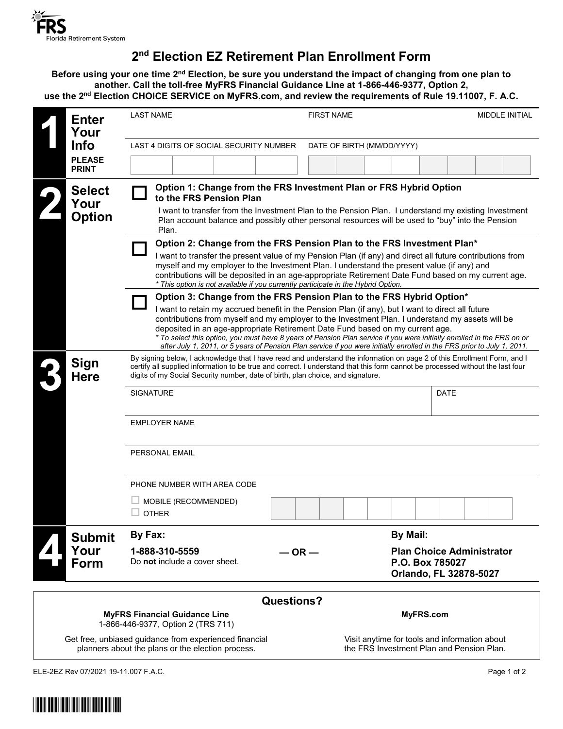FRS
Florida Retirement System

# 2nd Election EZ Retirement Plan Enrollment Form

**Before using your one time 2nd Election, be sure you understand the impact of changing from one plan to another. Call the toll-free MyFRS Financial Guidance Line at 1-866-446-9377, Option 2, use the 2nd Election CHOICE SERVICE on MyFRS.com, and review the requirements of Rule 19.11007, F. A.C.**

## 1 Enter Your Info

**PLEASE PRINT**

| LAST NAME | FIRST NAME | MIDDLE INITIAL |
|---|---|---|
| | | |

| LAST 4 DIGITS OF SOCIAL SECURITY NUMBER | DATE OF BIRTH (MM/DD/YYYY) |
|---|---|
| | |

## 2 Select Your Option

☐ **Option 1: Change from the FRS Investment Plan or FRS Hybrid Option to the FRS Pension Plan**

I want to transfer from the Investment Plan to the Pension Plan. I understand my existing Investment Plan account balance and possibly other personal resources will be used to "buy" into the Pension Plan.

☐ **Option 2: Change from the FRS Pension Plan to the FRS Investment Plan***

I want to transfer the present value of my Pension Plan (if any) and direct all future contributions from myself and my employer to the Investment Plan. I understand the present value (if any) and contributions will be deposited in an age-appropriate Retirement Date Fund based on my current age.

*\* This option is not available if you currently participate in the Hybrid Option.*

☐ **Option 3: Change from the FRS Pension Plan to the FRS Hybrid Option***

I want to retain my accrued benefit in the Pension Plan (if any), but I want to direct all future contributions from myself and my employer to the Investment Plan. I understand my assets will be deposited in an age-appropriate Retirement Date Fund based on my current age.

*\* To select this option, you must have 8 years of Pension Plan service if you were initially enrolled in the FRS on or after July 1, 2011, or 5 years of Pension Plan service if you were initially enrolled in the FRS prior to July 1, 2011.*

## 3 Sign Here

By signing below, I acknowledge that I have read and understand the information on page 2 of this Enrollment Form, and I certify all supplied information to be true and correct. I understand that this form cannot be processed without the last four digits of my Social Security number, date of birth, plan choice, and signature.

| SIGNATURE | DATE |
|---|---|
| | |

EMPLOYER NAME

PERSONAL EMAIL

PHONE NUMBER WITH AREA CODE

☐ MOBILE (RECOMMENDED)
☐ OTHER

## 4 Submit Your Form

**By Fax:**

**1-888-310-5559**
Do **not** include a cover sheet.

**— OR —**

**By Mail:**

**Plan Choice Administrator**
**P.O. Box 785027**
**Orlando, FL 32878-5027**

---

### Questions?

**MyFRS Financial Guidance Line**
1-866-446-9377, Option 2 (TRS 711)

Get free, unbiased guidance from experienced financial planners about the plans or the election process.

**MyFRS.com**

Visit anytime for tools and information about the FRS Investment Plan and Pension Plan.

ELE-2EZ Rev 07/2021 19-11.007 F.A.C.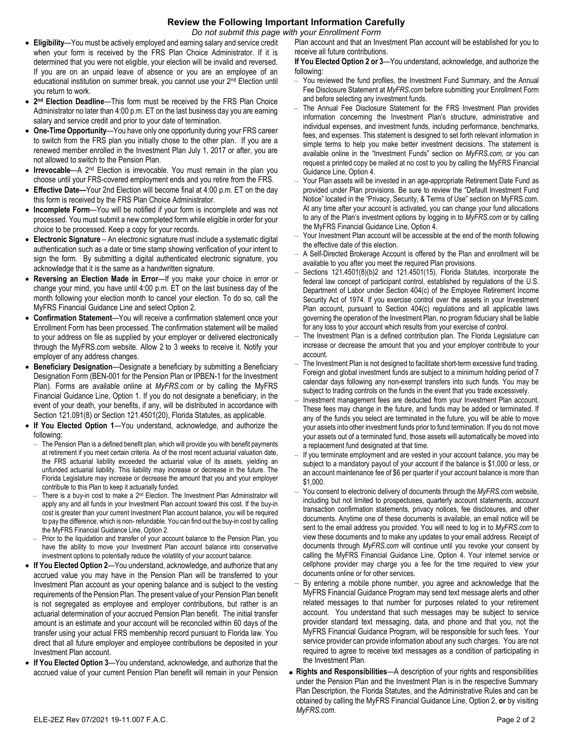# Review the Following Important Information Carefully

*Do not submit this page with your Enrollment Form*

- **Eligibility**—You must be actively employed and earning salary and service credit when your form is received by the FRS Plan Choice Administrator. If it is determined that you were not eligible, your election will be invalid and reversed. If you are on an unpaid leave of absence or you are an employee of an educational institution on summer break, you cannot use your 2nd Election until you return to work.
- **2nd Election Deadline**—This form must be received by the FRS Plan Choice Administrator no later than 4:00 p.m. ET on the last business day you are earning salary and service credit and prior to your date of termination.
- **One-Time Opportunity**—You have only one opportunity during your FRS career to switch from the FRS plan you initially chose to the other plan. If you are a renewed member enrolled in the Investment Plan July 1, 2017 or after, you are not allowed to switch to the Pension Plan.
- **Irrevocable**—A 2nd Election is irrevocable. You must remain in the plan you choose until your FRS-covered employment ends and you retire from the FRS.
- **Effective Date—**Your 2nd Election will become final at 4:00 p.m. ET on the day this form is received by the FRS Plan Choice Administrator.
- **Incomplete Form**—You will be notified if your form is incomplete and was not processed. You must submit a new completed form while eligible in order for your choice to be processed. Keep a copy for your records.
- **Electronic Signature** – An electronic signature must include a systematic digital authentication such as a date or time stamp showing verification of your intent to sign the form. By submitting a digital authenticated electronic signature, you acknowledge that it is the same as a handwritten signature.
- **Reversing an Election Made in Error**—If you make your choice in error or change your mind, you have until 4:00 p.m. ET on the last business day of the month following your election month to cancel your election. To do so, call the MyFRS Financial Guidance Line and select Option 2.
- **Confirmation Statement**—You will receive a confirmation statement once your Enrollment Form has been processed. The confirmation statement will be mailed to your address on file as supplied by your employer or delivered electronically through the MyFRS.com website. Allow 2 to 3 weeks to receive it. Notify your employer of any address changes.
- **Beneficiary Designation**—Designate a beneficiary by submitting a Beneficiary Designation Form (BEN-001 for the Pension Plan or IPBEN-1 for the Investment Plan). Forms are available online at *MyFRS.com* or by calling the MyFRS Financial Guidance Line, Option 1. If you do not designate a beneficiary, in the event of your death, your benefits, if any, will be distributed in accordance with Section 121.091(8) or Section 121.4501(20), Florida Statutes, as applicable.
- **If You Elected Option 1**—You understand, acknowledge, and authorize the following:
  - The Pension Plan is a defined benefit plan, which will provide you with benefit payments at retirement if you meet certain criteria. As of the most recent actuarial valuation date, the FRS actuarial liability exceeded the actuarial value of its assets, yielding an unfunded actuarial liability. This liability may increase or decrease in the future. The Florida Legislature may increase or decrease the amount that you and your employer contribute to this Plan to keep it actuarially funded.
  - There is a buy-in cost to make a 2nd Election. The Investment Plan Administrator will apply any and all funds in your Investment Plan account toward this cost. If the buy-in cost is greater than your current Investment Plan account balance, you will be required to pay the difference, which is non- refundable. You can find out the buy-in cost by calling the MyFRS Financial Guidance Line, Option 2.
  - Prior to the liquidation and transfer of your account balance to the Pension Plan, you have the ability to move your Investment Plan account balance into conservative investment options to potentially reduce the volatility of your account balance.
- **If You Elected Option 2**—You understand, acknowledge, and authorize that any accrued value you may have in the Pension Plan will be transferred to your Investment Plan account as your opening balance and is subject to the vesting requirements of the Pension Plan. The present value of your Pension Plan benefit is not segregated as employee and employer contributions, but rather is an actuarial determination of your accrued Pension Plan benefit. The initial transfer amount is an estimate and your account will be reconciled within 60 days of the transfer using your actual FRS membership record pursuant to Florida law. You direct that all future employer and employee contributions be deposited in your Investment Plan account.
- **If You Elected Option 3**—You understand, acknowledge, and authorize that the accrued value of your current Pension Plan benefit will remain in your Pension Plan account and that an Investment Plan account will be established for you to receive all future contributions.

**If You Elected Option 2 or 3**—You understand, acknowledge, and authorize the following:

- You reviewed the fund profiles, the Investment Fund Summary, and the Annual Fee Disclosure Statement at *MyFRS.com* before submitting your Enrollment Form and before selecting any investment funds.
- The Annual Fee Disclosure Statement for the FRS Investment Plan provides information concerning the Investment Plan's structure, administrative and individual expenses, and investment funds, including performance, benchmarks, fees, and expenses. This statement is designed to set forth relevant information in simple terms to help you make better investment decisions. The statement is available online in the "Investment Funds" section on *MyFRS.com*, or you can request a printed copy be mailed at no cost to you by calling the MyFRS Financial Guidance Line, Option 4.
- Your Plan assets will be invested in an age-appropriate Retirement Date Fund as provided under Plan provisions. Be sure to review the "Default Investment Fund Notice" located in the "Privacy, Security, & Terms of Use" section on MyFRS.com. At any time after your account is activated, you can change your fund allocations to any of the Plan's investment options by logging in to *MyFRS.com* or by calling the MyFRS Financial Guidance Line, Option 4.
- Your Investment Plan account will be accessible at the end of the month following the effective date of this election.
- A Self-Directed Brokerage Account is offered by the Plan and enrollment will be available to you after you meet the required Plan provisions.
- Sections 121.4501(8)(b)2 and 121.4501(15), Florida Statutes, incorporate the federal law concept of participant control, established by regulations of the U.S. Department of Labor under Section 404(c) of the Employee Retirement Income Security Act of 1974. If you exercise control over the assets in your Investment Plan account, pursuant to Section 404(c) regulations and all applicable laws governing the operation of the Investment Plan, no program fiduciary shall be liable for any loss to your account which results from your exercise of control.
- The Investment Plan is a defined contribution plan. The Florida Legislature can increase or decrease the amount that you and your employer contribute to your account.
- The Investment Plan is not designed to facilitate short-term excessive fund trading. Foreign and global investment funds are subject to a minimum holding period of 7 calendar days following any non-exempt transfers into such funds. You may be subject to trading controls on the funds in the event that you trade excessively.
- Investment management fees are deducted from your Investment Plan account. These fees may change in the future, and funds may be added or terminated. If any of the funds you select are terminated in the future, you will be able to move your assets into other investment funds prior to fund termination. If you do not move your assets out of a terminated fund, those assets will automatically be moved into a replacement fund designated at that time.
- If you terminate employment and are vested in your account balance, you may be subject to a mandatory payout of your account if the balance is $1,000 or less, or an account maintenance fee of $6 per quarter if your account balance is more than $1,000.
- You consent to electronic delivery of documents through the *MyFRS.com* website, including but not limited to prospectuses, quarterly account statements, account transaction confirmation statements, privacy notices, fee disclosures, and other documents. Anytime one of these documents is available, an email notice will be sent to the email address you provided. You will need to log in to *MyFRS.com* to view these documents and to make any updates to your email address. Receipt of documents through *MyFRS.com* will continue until you revoke your consent by calling the MyFRS Financial Guidance Line, Option 4. Your internet service or cellphone provider may charge you a fee for the time required to view your documents online or for other services.
- By entering a mobile phone number, you agree and acknowledge that the MyFRS Financial Guidance Program may send text message alerts and other related messages to that number for purposes related to your retirement account. You understand that such messages may be subject to service provider standard text messaging, data, and phone and that you, not the MyFRS Financial Guidance Program, will be responsible for such fees. Your service provider can provide information about any such charges. You are not required to agree to receive text messages as a condition of participating in the Investment Plan.

- **Rights and Responsibilities**—A description of your rights and responsibilities under the Pension Plan and the Investment Plan is in the respective Summary Plan Description, the Florida Statutes, and the Administrative Rules and can be obtained by calling the MyFRS Financial Guidance Line, Option 2, **or** by visiting *MyFRS.com.*

ELE-2EZ Rev 07/2021 19-11.007 F.A.C.